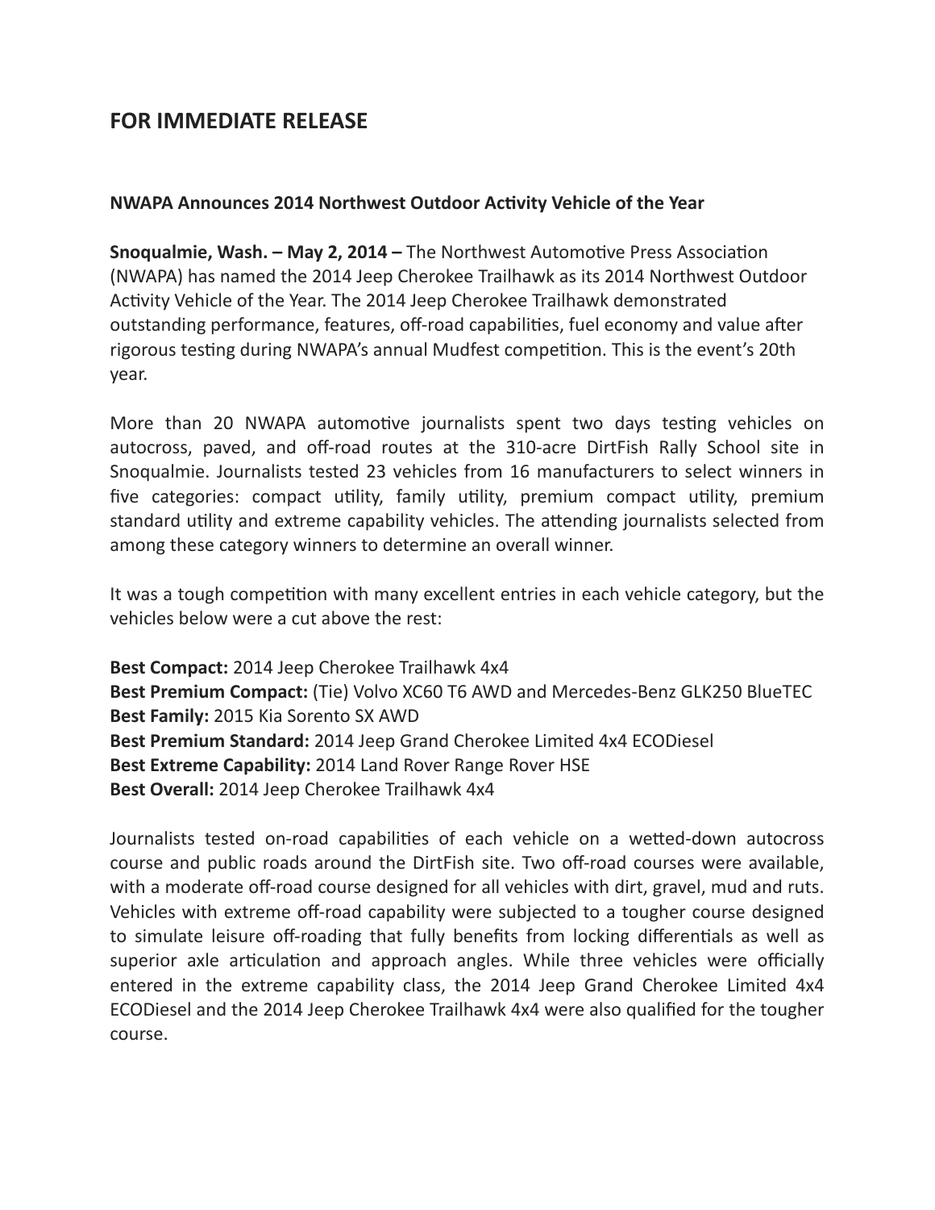# FOR IMMEDIATE RELEASE

**NWAPA Announces 2014 Northwest Outdoor Activity Vehicle of the Year**

**Snoqualmie, Wash. – May 2, 2014 –** The Northwest Automotive Press Association (NWAPA) has named the 2014 Jeep Cherokee Trailhawk as its 2014 Northwest Outdoor Activity Vehicle of the Year. The 2014 Jeep Cherokee Trailhawk demonstrated outstanding performance, features, off-road capabilities, fuel economy and value after rigorous testing during NWAPA's annual Mudfest competition. This is the event's 20th year.

More than 20 NWAPA automotive journalists spent two days testing vehicles on autocross, paved, and off-road routes at the 310-acre DirtFish Rally School site in Snoqualmie. Journalists tested 23 vehicles from 16 manufacturers to select winners in five categories: compact utility, family utility, premium compact utility, premium standard utility and extreme capability vehicles. The attending journalists selected from among these category winners to determine an overall winner.

It was a tough competition with many excellent entries in each vehicle category, but the vehicles below were a cut above the rest:

**Best Compact:** 2014 Jeep Cherokee Trailhawk 4x4
**Best Premium Compact:** (Tie) Volvo XC60 T6 AWD and Mercedes-Benz GLK250 BlueTEC
**Best Family:** 2015 Kia Sorento SX AWD
**Best Premium Standard:** 2014 Jeep Grand Cherokee Limited 4x4 ECODiesel
**Best Extreme Capability:** 2014 Land Rover Range Rover HSE
**Best Overall:** 2014 Jeep Cherokee Trailhawk 4x4

Journalists tested on-road capabilities of each vehicle on a wetted-down autocross course and public roads around the DirtFish site. Two off-road courses were available, with a moderate off-road course designed for all vehicles with dirt, gravel, mud and ruts. Vehicles with extreme off-road capability were subjected to a tougher course designed to simulate leisure off-roading that fully benefits from locking differentials as well as superior axle articulation and approach angles. While three vehicles were officially entered in the extreme capability class, the 2014 Jeep Grand Cherokee Limited 4x4 ECODiesel and the 2014 Jeep Cherokee Trailhawk 4x4 were also qualified for the tougher course.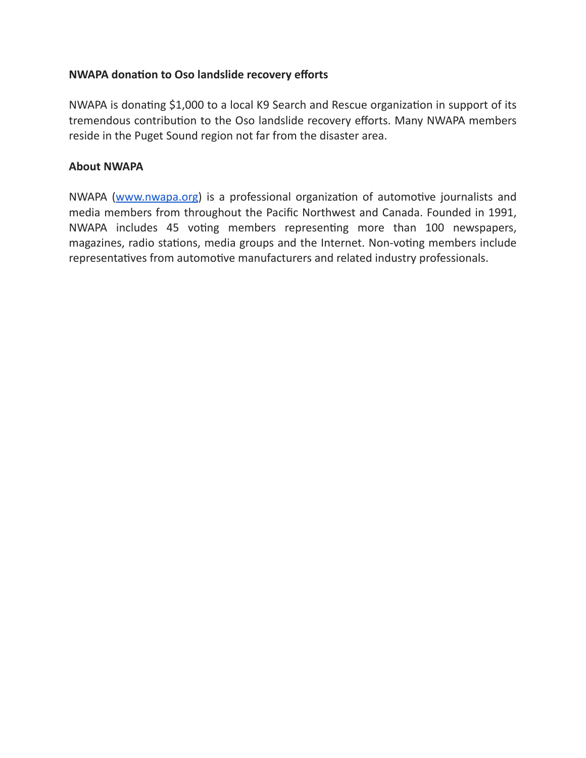**NWAPA donation to Oso landslide recovery efforts**

NWAPA is donating $1,000 to a local K9 Search and Rescue organization in support of its tremendous contribution to the Oso landslide recovery efforts. Many NWAPA members reside in the Puget Sound region not far from the disaster area.

**About NWAPA**

NWAPA ([www.nwapa.org](http://www.nwapa.org)) is a professional organization of automotive journalists and media members from throughout the Pacific Northwest and Canada. Founded in 1991, NWAPA includes 45 voting members representing more than 100 newspapers, magazines, radio stations, media groups and the Internet. Non-voting members include representatives from automotive manufacturers and related industry professionals.